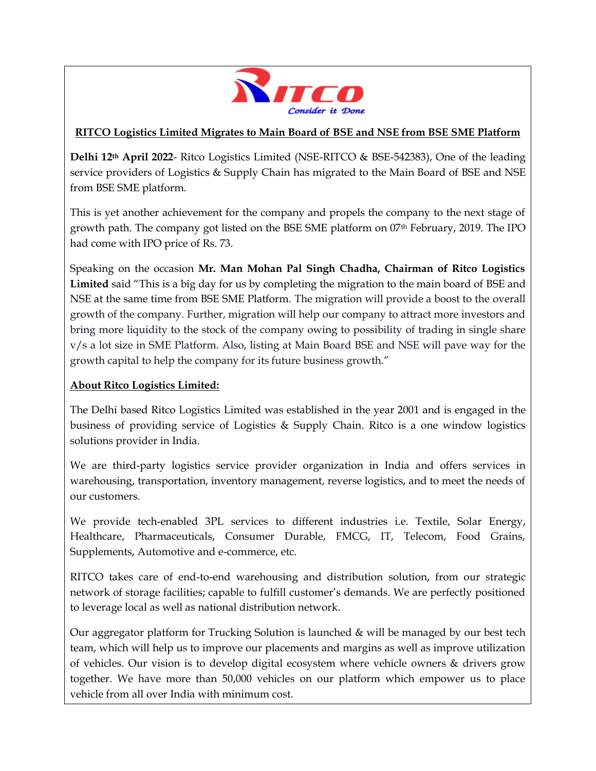RITCO

*Consider it Done*

## RITCO Logistics Limited Migrates to Main Board of BSE and NSE from BSE SME Platform

**Delhi 12th April 2022**- Ritco Logistics Limited (NSE-RITCO & BSE-542383), One of the leading service providers of Logistics & Supply Chain has migrated to the Main Board of BSE and NSE from BSE SME platform.

This is yet another achievement for the company and propels the company to the next stage of growth path. The company got listed on the BSE SME platform on 07th February, 2019. The IPO had come with IPO price of Rs. 73.

Speaking on the occasion **Mr. Man Mohan Pal Singh Chadha, Chairman of Ritco Logistics Limited** said "This is a big day for us by completing the migration to the main board of BSE and NSE at the same time from BSE SME Platform. The migration will provide a boost to the overall growth of the company. Further, migration will help our company to attract more investors and bring more liquidity to the stock of the company owing to possibility of trading in single share v/s a lot size in SME Platform. Also, listing at Main Board BSE and NSE will pave way for the growth capital to help the company for its future business growth."

### About Ritco Logistics Limited:

The Delhi based Ritco Logistics Limited was established in the year 2001 and is engaged in the business of providing service of Logistics & Supply Chain. Ritco is a one window logistics solutions provider in India.

We are third-party logistics service provider organization in India and offers services in warehousing, transportation, inventory management, reverse logistics, and to meet the needs of our customers.

We provide tech-enabled 3PL services to different industries i.e. Textile, Solar Energy, Healthcare, Pharmaceuticals, Consumer Durable, FMCG, IT, Telecom, Food Grains, Supplements, Automotive and e-commerce, etc.

RITCO takes care of end-to-end warehousing and distribution solution, from our strategic network of storage facilities; capable to fulfill customer's demands. We are perfectly positioned to leverage local as well as national distribution network.

Our aggregator platform for Trucking Solution is launched & will be managed by our best tech team, which will help us to improve our placements and margins as well as improve utilization of vehicles. Our vision is to develop digital ecosystem where vehicle owners & drivers grow together. We have more than 50,000 vehicles on our platform which empower us to place vehicle from all over India with minimum cost.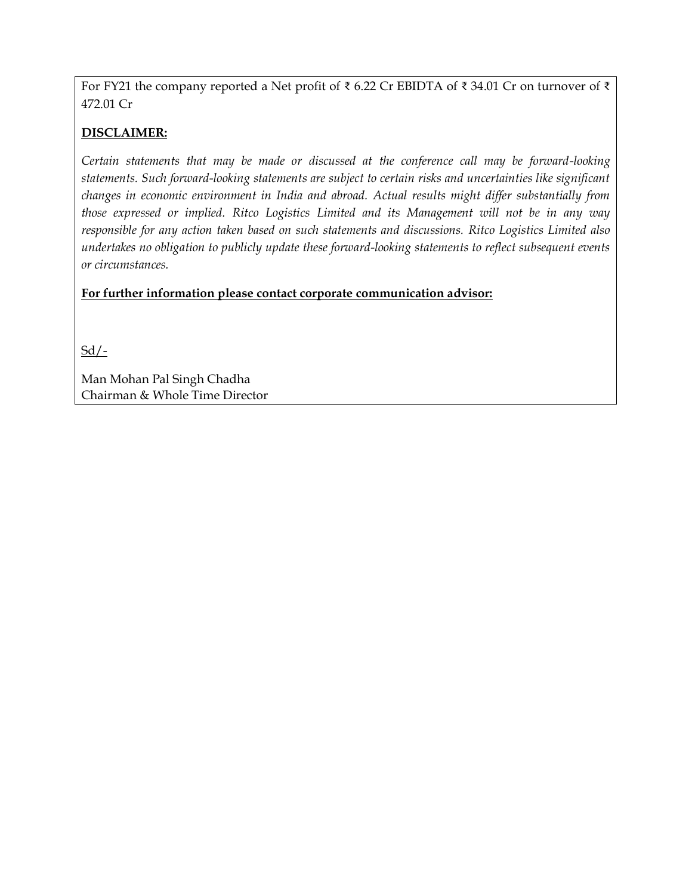For FY21 the company reported a Net profit of ₹ 6.22 Cr EBIDTA of ₹ 34.01 Cr on turnover of ₹ 472.01 Cr

**DISCLAIMER:**

*Certain statements that may be made or discussed at the conference call may be forward-looking statements. Such forward-looking statements are subject to certain risks and uncertainties like significant changes in economic environment in India and abroad. Actual results might differ substantially from those expressed or implied. Ritco Logistics Limited and its Management will not be in any way responsible for any action taken based on such statements and discussions. Ritco Logistics Limited also undertakes no obligation to publicly update these forward-looking statements to reflect subsequent events or circumstances.*

**For further information please contact corporate communication advisor:**

Sd/-

Man Mohan Pal Singh Chadha
Chairman & Whole Time Director